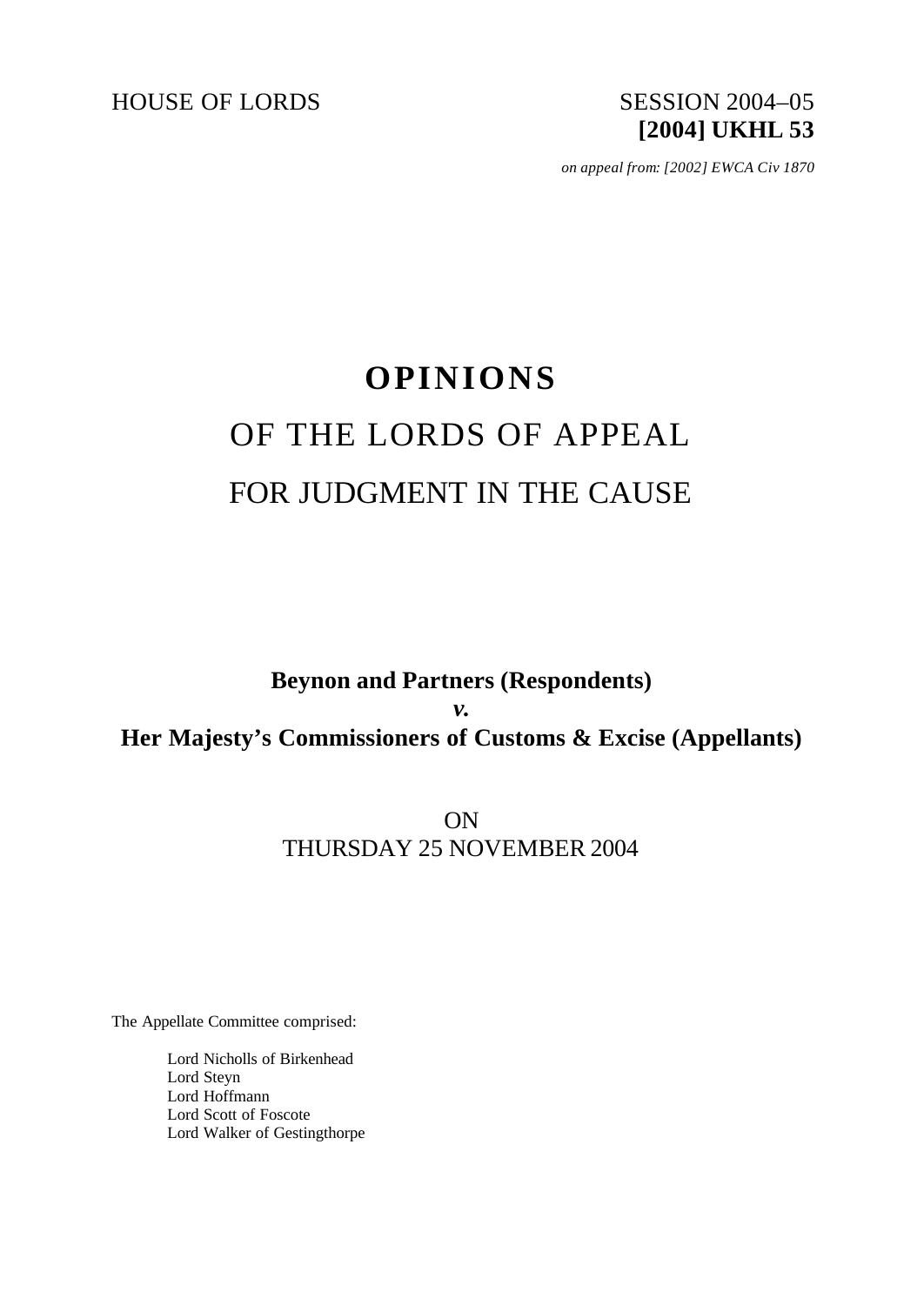HOUSE OF LORDS SESSION 2004–05

**[2004] UKHL 53**

*on appeal from: [2002] EWCA Civ 1870*

# OPINIONS

## OF THE LORDS OF APPEAL

## FOR JUDGMENT IN THE CAUSE

**Beynon and Partners (Respondents)**

***v.***

**Her Majesty's Commissioners of Customs & Excise (Appellants)**

ON

THURSDAY 25 NOVEMBER 2004

The Appellate Committee comprised:

Lord Nicholls of Birkenhead
Lord Steyn
Lord Hoffmann
Lord Scott of Foscote
Lord Walker of Gestingthorpe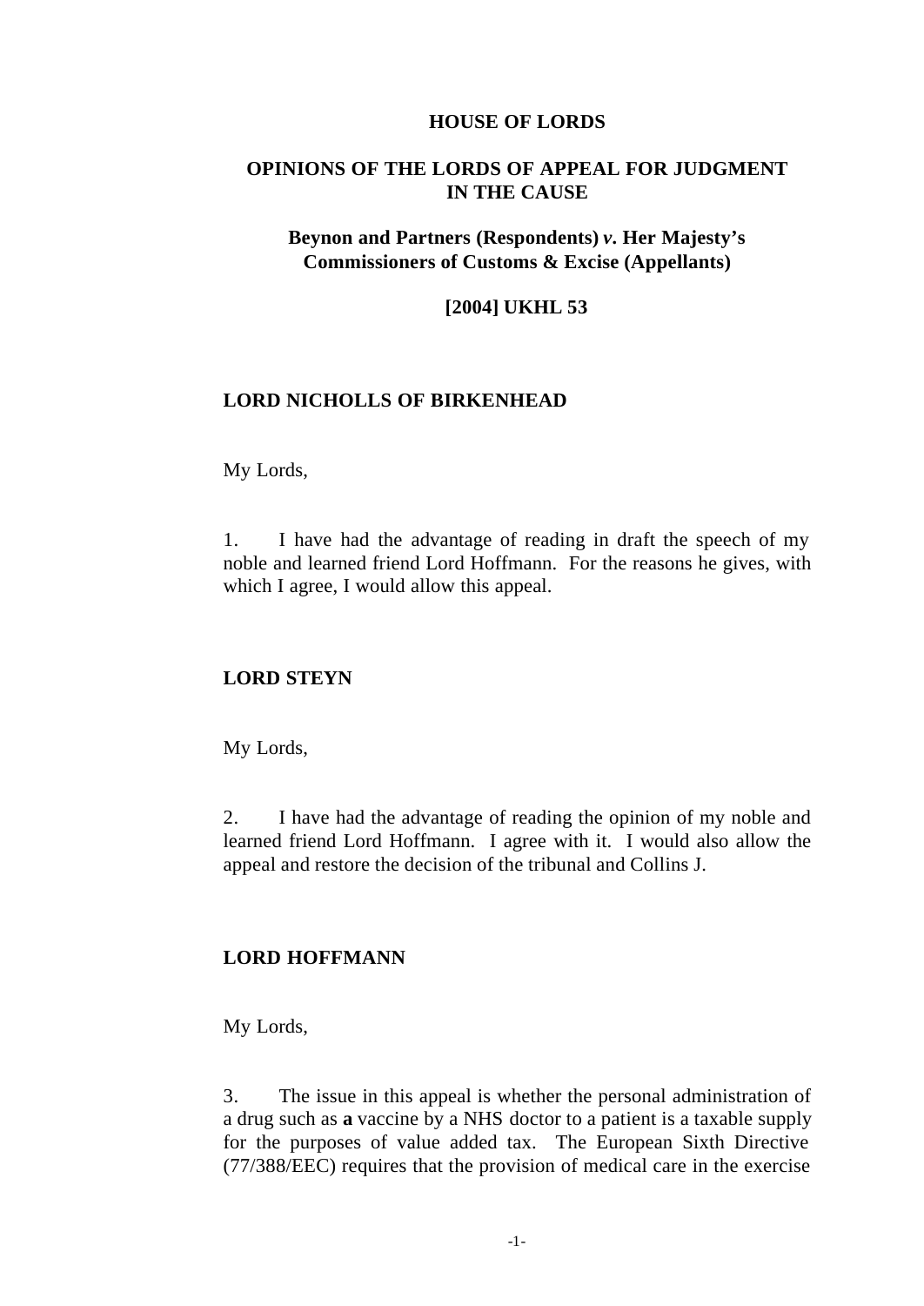**HOUSE OF LORDS**

**OPINIONS OF THE LORDS OF APPEAL FOR JUDGMENT IN THE CAUSE**

**Beynon and Partners (Respondents)** ***v.*** **Her Majesty's Commissioners of Customs & Excise (Appellants)**

**[2004] UKHL 53**

**LORD NICHOLLS OF BIRKENHEAD**

My Lords,

1. I have had the advantage of reading in draft the speech of my noble and learned friend Lord Hoffmann. For the reasons he gives, with which I agree, I would allow this appeal.

**LORD STEYN**

My Lords,

2. I have had the advantage of reading the opinion of my noble and learned friend Lord Hoffmann. I agree with it. I would also allow the appeal and restore the decision of the tribunal and Collins J.

**LORD HOFFMANN**

My Lords,

3. The issue in this appeal is whether the personal administration of a drug such as **a** vaccine by a NHS doctor to a patient is a taxable supply for the purposes of value added tax. The European Sixth Directive (77/388/EEC) requires that the provision of medical care in the exercise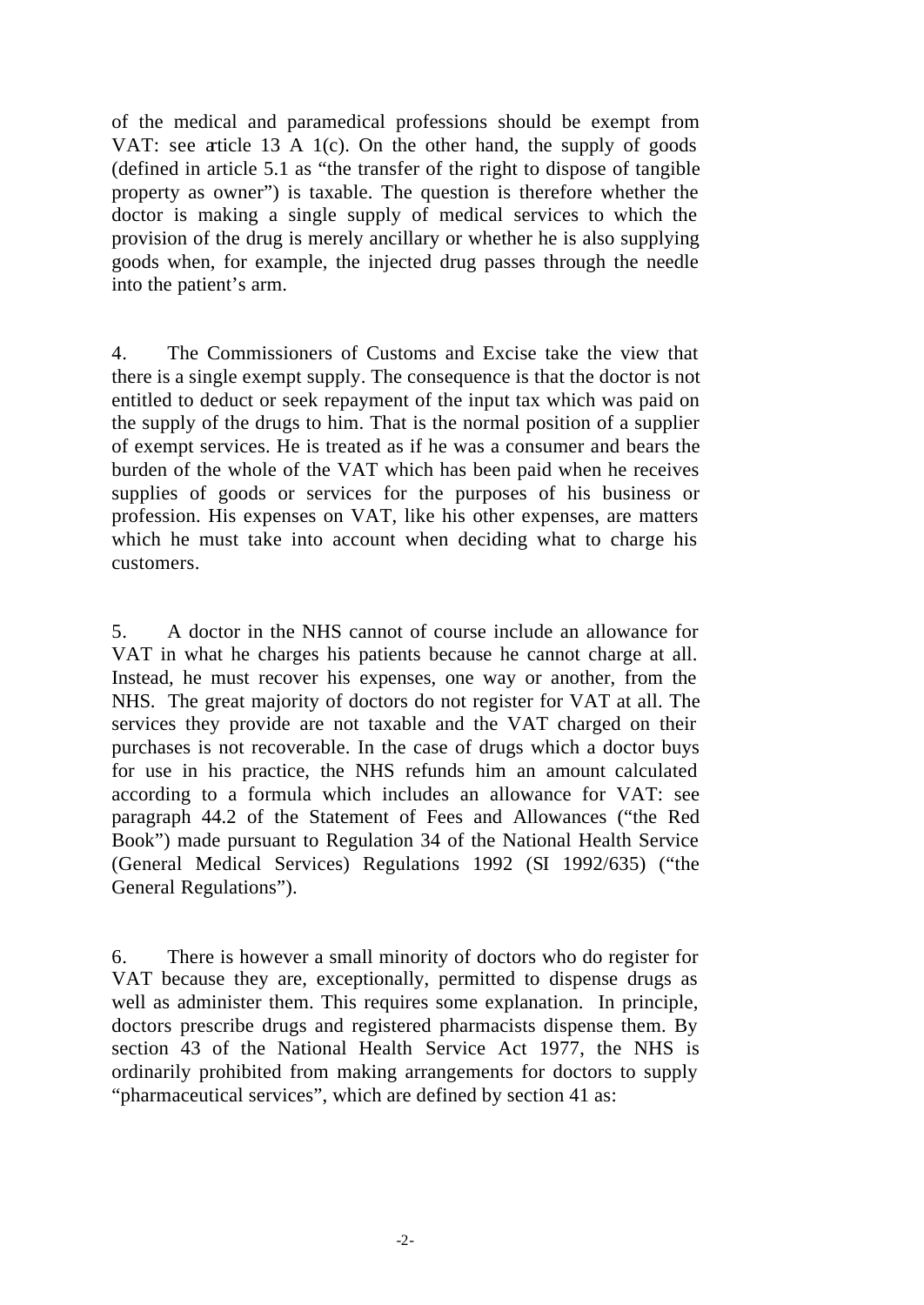of the medical and paramedical professions should be exempt from VAT: see article 13 A 1(c). On the other hand, the supply of goods (defined in article 5.1 as "the transfer of the right to dispose of tangible property as owner") is taxable. The question is therefore whether the doctor is making a single supply of medical services to which the provision of the drug is merely ancillary or whether he is also supplying goods when, for example, the injected drug passes through the needle into the patient's arm.

4. The Commissioners of Customs and Excise take the view that there is a single exempt supply. The consequence is that the doctor is not entitled to deduct or seek repayment of the input tax which was paid on the supply of the drugs to him. That is the normal position of a supplier of exempt services. He is treated as if he was a consumer and bears the burden of the whole of the VAT which has been paid when he receives supplies of goods or services for the purposes of his business or profession. His expenses on VAT, like his other expenses, are matters which he must take into account when deciding what to charge his customers.

5. A doctor in the NHS cannot of course include an allowance for VAT in what he charges his patients because he cannot charge at all. Instead, he must recover his expenses, one way or another, from the NHS. The great majority of doctors do not register for VAT at all. The services they provide are not taxable and the VAT charged on their purchases is not recoverable. In the case of drugs which a doctor buys for use in his practice, the NHS refunds him an amount calculated according to a formula which includes an allowance for VAT: see paragraph 44.2 of the Statement of Fees and Allowances ("the Red Book") made pursuant to Regulation 34 of the National Health Service (General Medical Services) Regulations 1992 (SI 1992/635) ("the General Regulations").

6. There is however a small minority of doctors who do register for VAT because they are, exceptionally, permitted to dispense drugs as well as administer them. This requires some explanation. In principle, doctors prescribe drugs and registered pharmacists dispense them. By section 43 of the National Health Service Act 1977, the NHS is ordinarily prohibited from making arrangements for doctors to supply "pharmaceutical services", which are defined by section 41 as: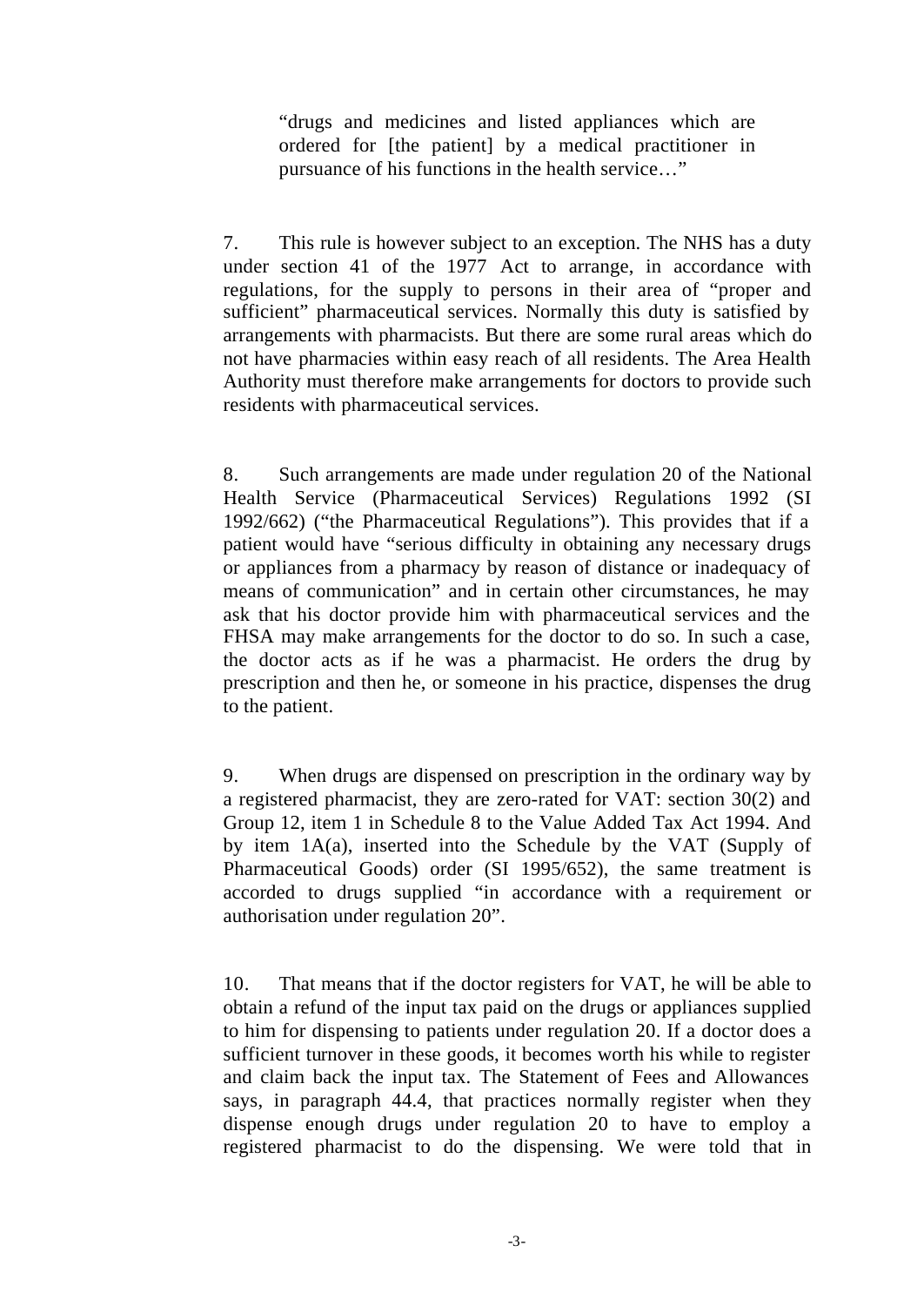> "drugs and medicines and listed appliances which are ordered for [the patient] by a medical practitioner in pursuance of his functions in the health service…"

7. This rule is however subject to an exception. The NHS has a duty under section 41 of the 1977 Act to arrange, in accordance with regulations, for the supply to persons in their area of "proper and sufficient" pharmaceutical services. Normally this duty is satisfied by arrangements with pharmacists. But there are some rural areas which do not have pharmacies within easy reach of all residents. The Area Health Authority must therefore make arrangements for doctors to provide such residents with pharmaceutical services.

8. Such arrangements are made under regulation 20 of the National Health Service (Pharmaceutical Services) Regulations 1992 (SI 1992/662) ("the Pharmaceutical Regulations"). This provides that if a patient would have "serious difficulty in obtaining any necessary drugs or appliances from a pharmacy by reason of distance or inadequacy of means of communication" and in certain other circumstances, he may ask that his doctor provide him with pharmaceutical services and the FHSA may make arrangements for the doctor to do so. In such a case, the doctor acts as if he was a pharmacist. He orders the drug by prescription and then he, or someone in his practice, dispenses the drug to the patient.

9. When drugs are dispensed on prescription in the ordinary way by a registered pharmacist, they are zero-rated for VAT: section 30(2) and Group 12, item 1 in Schedule 8 to the Value Added Tax Act 1994. And by item 1A(a), inserted into the Schedule by the VAT (Supply of Pharmaceutical Goods) order (SI 1995/652), the same treatment is accorded to drugs supplied "in accordance with a requirement or authorisation under regulation 20".

10. That means that if the doctor registers for VAT, he will be able to obtain a refund of the input tax paid on the drugs or appliances supplied to him for dispensing to patients under regulation 20. If a doctor does a sufficient turnover in these goods, it becomes worth his while to register and claim back the input tax. The Statement of Fees and Allowances says, in paragraph 44.4, that practices normally register when they dispense enough drugs under regulation 20 to have to employ a registered pharmacist to do the dispensing. We were told that in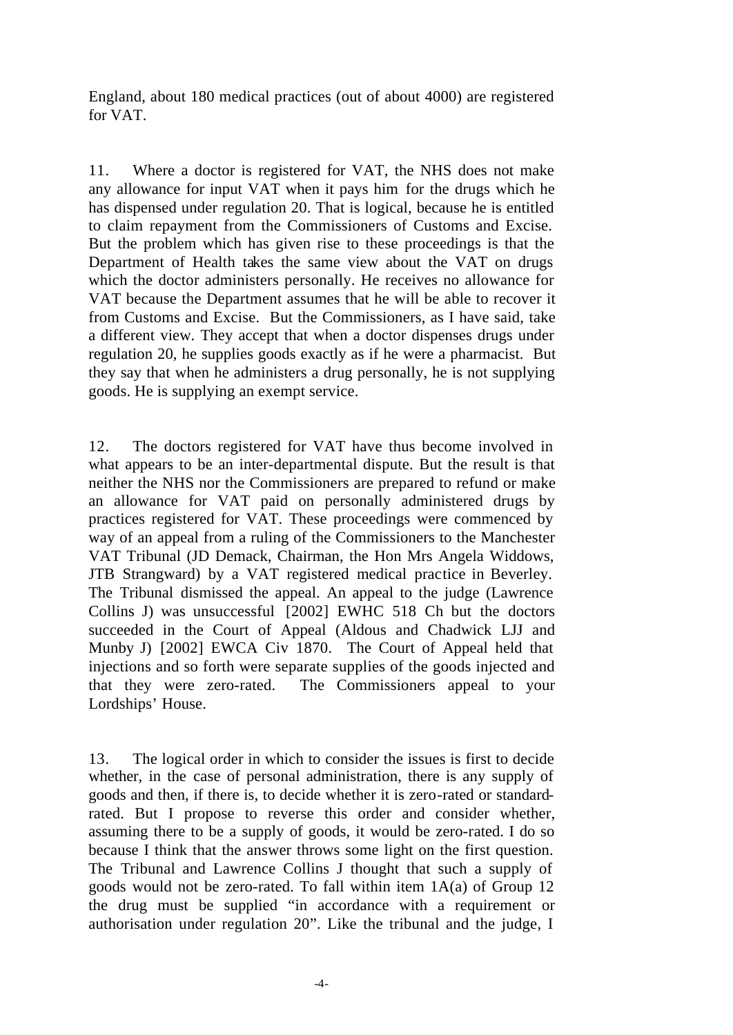England, about 180 medical practices (out of about 4000) are registered for VAT.

11. Where a doctor is registered for VAT, the NHS does not make any allowance for input VAT when it pays him for the drugs which he has dispensed under regulation 20. That is logical, because he is entitled to claim repayment from the Commissioners of Customs and Excise. But the problem which has given rise to these proceedings is that the Department of Health takes the same view about the VAT on drugs which the doctor administers personally. He receives no allowance for VAT because the Department assumes that he will be able to recover it from Customs and Excise. But the Commissioners, as I have said, take a different view. They accept that when a doctor dispenses drugs under regulation 20, he supplies goods exactly as if he were a pharmacist. But they say that when he administers a drug personally, he is not supplying goods. He is supplying an exempt service.

12. The doctors registered for VAT have thus become involved in what appears to be an inter-departmental dispute. But the result is that neither the NHS nor the Commissioners are prepared to refund or make an allowance for VAT paid on personally administered drugs by practices registered for VAT. These proceedings were commenced by way of an appeal from a ruling of the Commissioners to the Manchester VAT Tribunal (JD Demack, Chairman, the Hon Mrs Angela Widdows, JTB Strangward) by a VAT registered medical practice in Beverley. The Tribunal dismissed the appeal. An appeal to the judge (Lawrence Collins J) was unsuccessful [2002] EWHC 518 Ch but the doctors succeeded in the Court of Appeal (Aldous and Chadwick LJJ and Munby J) [2002] EWCA Civ 1870. The Court of Appeal held that injections and so forth were separate supplies of the goods injected and that they were zero-rated. The Commissioners appeal to your Lordships' House.

13. The logical order in which to consider the issues is first to decide whether, in the case of personal administration, there is any supply of goods and then, if there is, to decide whether it is zero-rated or standard-rated. But I propose to reverse this order and consider whether, assuming there to be a supply of goods, it would be zero-rated. I do so because I think that the answer throws some light on the first question. The Tribunal and Lawrence Collins J thought that such a supply of goods would not be zero-rated. To fall within item 1A(a) of Group 12 the drug must be supplied "in accordance with a requirement or authorisation under regulation 20". Like the tribunal and the judge, I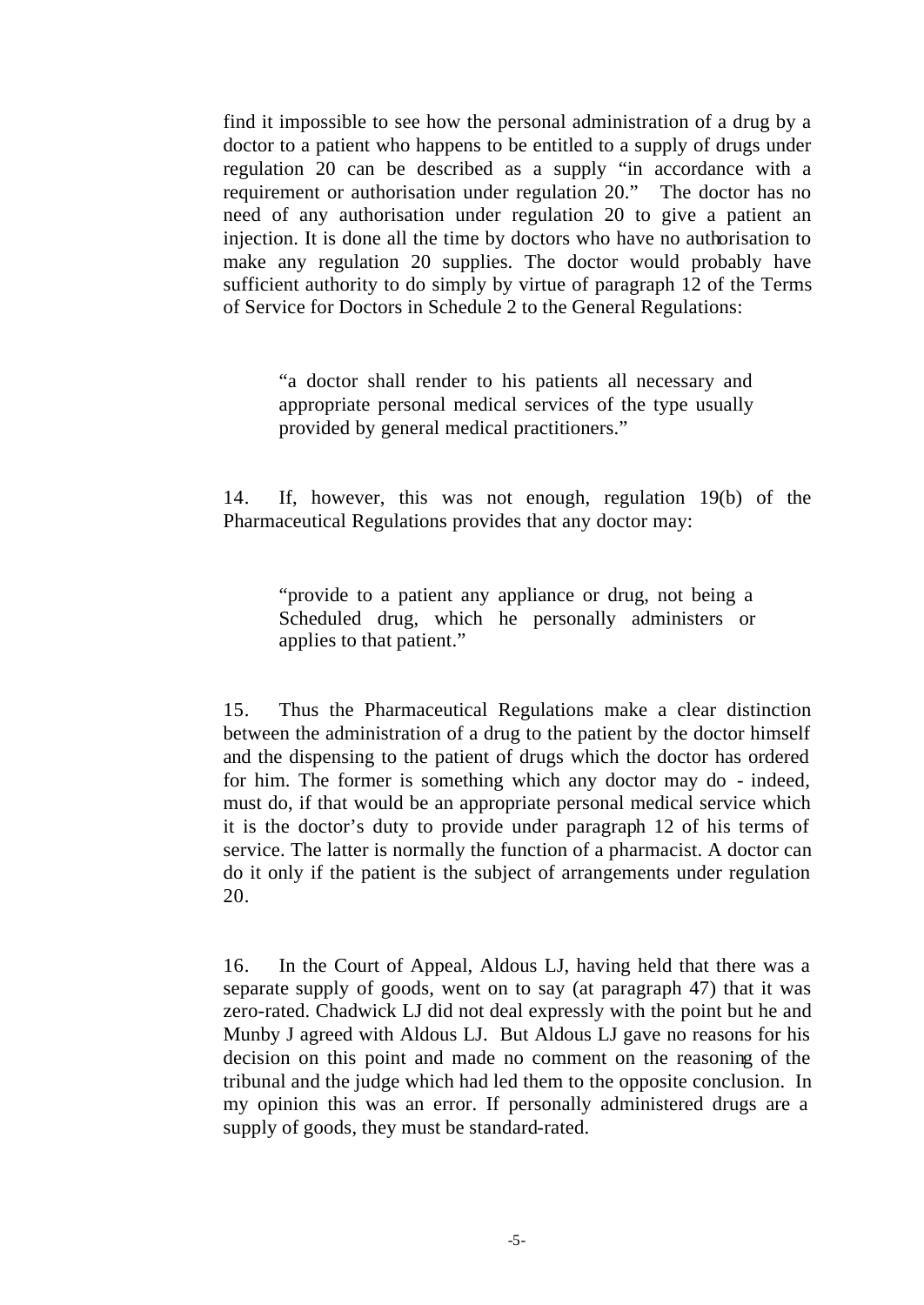find it impossible to see how the personal administration of a drug by a doctor to a patient who happens to be entitled to a supply of drugs under regulation 20 can be described as a supply "in accordance with a requirement or authorisation under regulation 20." The doctor has no need of any authorisation under regulation 20 to give a patient an injection. It is done all the time by doctors who have no authorisation to make any regulation 20 supplies. The doctor would probably have sufficient authority to do simply by virtue of paragraph 12 of the Terms of Service for Doctors in Schedule 2 to the General Regulations:

> "a doctor shall render to his patients all necessary and appropriate personal medical services of the type usually provided by general medical practitioners."

14. If, however, this was not enough, regulation 19(b) of the Pharmaceutical Regulations provides that any doctor may:

> "provide to a patient any appliance or drug, not being a Scheduled drug, which he personally administers or applies to that patient."

15. Thus the Pharmaceutical Regulations make a clear distinction between the administration of a drug to the patient by the doctor himself and the dispensing to the patient of drugs which the doctor has ordered for him. The former is something which any doctor may do - indeed, must do, if that would be an appropriate personal medical service which it is the doctor's duty to provide under paragraph 12 of his terms of service. The latter is normally the function of a pharmacist. A doctor can do it only if the patient is the subject of arrangements under regulation 20.

16. In the Court of Appeal, Aldous LJ, having held that there was a separate supply of goods, went on to say (at paragraph 47) that it was zero-rated. Chadwick LJ did not deal expressly with the point but he and Munby J agreed with Aldous LJ. But Aldous LJ gave no reasons for his decision on this point and made no comment on the reasoning of the tribunal and the judge which had led them to the opposite conclusion. In my opinion this was an error. If personally administered drugs are a supply of goods, they must be standard-rated.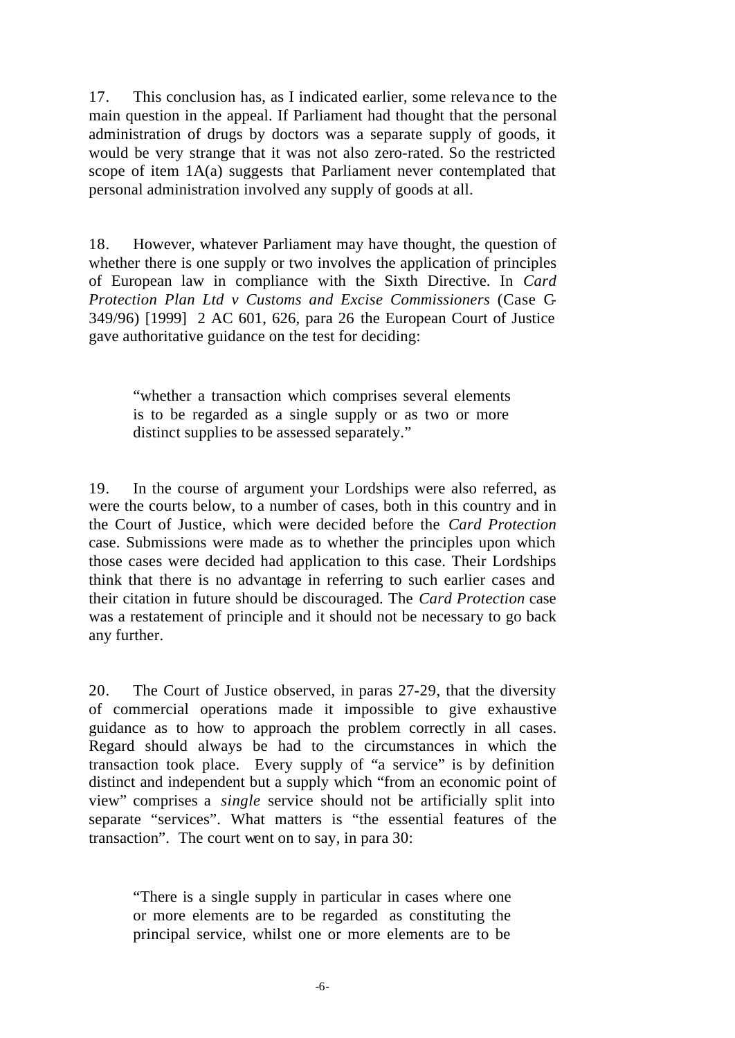17. This conclusion has, as I indicated earlier, some relevance to the main question in the appeal. If Parliament had thought that the personal administration of drugs by doctors was a separate supply of goods, it would be very strange that it was not also zero-rated. So the restricted scope of item 1A(a) suggests that Parliament never contemplated that personal administration involved any supply of goods at all.

18. However, whatever Parliament may have thought, the question of whether there is one supply or two involves the application of principles of European law in compliance with the Sixth Directive. In *Card Protection Plan Ltd v Customs and Excise Commissioners* (Case C-349/96) [1999] 2 AC 601, 626, para 26 the European Court of Justice gave authoritative guidance on the test for deciding:

> "whether a transaction which comprises several elements is to be regarded as a single supply or as two or more distinct supplies to be assessed separately."

19. In the course of argument your Lordships were also referred, as were the courts below, to a number of cases, both in this country and in the Court of Justice, which were decided before the *Card Protection* case. Submissions were made as to whether the principles upon which those cases were decided had application to this case. Their Lordships think that there is no advantage in referring to such earlier cases and their citation in future should be discouraged. The *Card Protection* case was a restatement of principle and it should not be necessary to go back any further.

20. The Court of Justice observed, in paras 27-29, that the diversity of commercial operations made it impossible to give exhaustive guidance as to how to approach the problem correctly in all cases. Regard should always be had to the circumstances in which the transaction took place. Every supply of "a service" is by definition distinct and independent but a supply which "from an economic point of view" comprises a *single* service should not be artificially split into separate "services". What matters is "the essential features of the transaction". The court went on to say, in para 30:

> "There is a single supply in particular in cases where one or more elements are to be regarded as constituting the principal service, whilst one or more elements are to be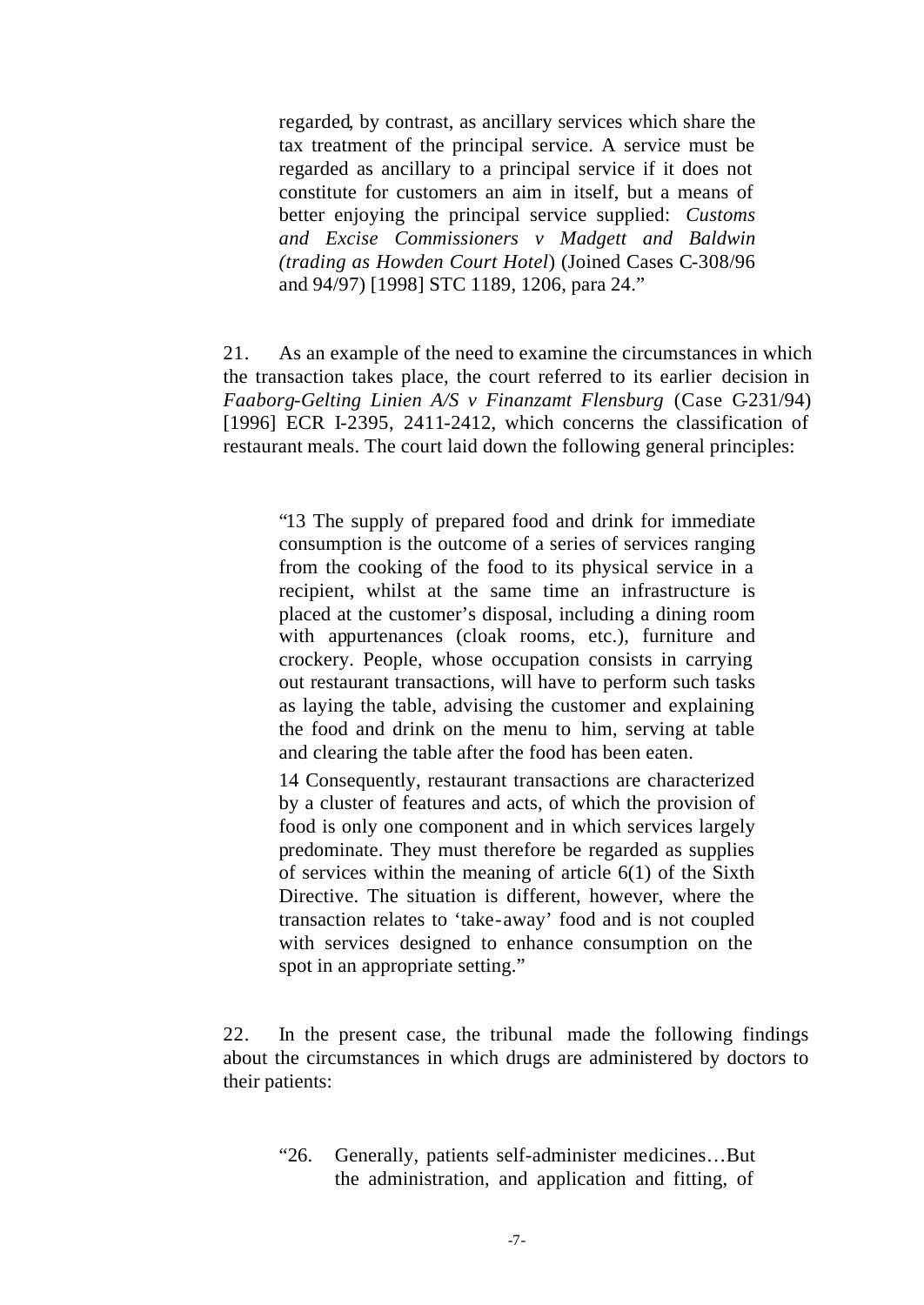> regarded, by contrast, as ancillary services which share the tax treatment of the principal service. A service must be regarded as ancillary to a principal service if it does not constitute for customers an aim in itself, but a means of better enjoying the principal service supplied: *Customs and Excise Commissioners v Madgett and Baldwin (trading as Howden Court Hotel*) (Joined Cases C-308/96 and 94/97) [1998] STC 1189, 1206, para 24."

21. As an example of the need to examine the circumstances in which the transaction takes place, the court referred to its earlier decision in *Faaborg-Gelting Linien A/S v Finanzamt Flensburg* (Case C-231/94) [1996] ECR I-2395, 2411-2412, which concerns the classification of restaurant meals. The court laid down the following general principles:

> "13 The supply of prepared food and drink for immediate consumption is the outcome of a series of services ranging from the cooking of the food to its physical service in a recipient, whilst at the same time an infrastructure is placed at the customer's disposal, including a dining room with appurtenances (cloak rooms, etc.), furniture and crockery. People, whose occupation consists in carrying out restaurant transactions, will have to perform such tasks as laying the table, advising the customer and explaining the food and drink on the menu to him, serving at table and clearing the table after the food has been eaten.
>
> 14 Consequently, restaurant transactions are characterized by a cluster of features and acts, of which the provision of food is only one component and in which services largely predominate. They must therefore be regarded as supplies of services within the meaning of article 6(1) of the Sixth Directive. The situation is different, however, where the transaction relates to 'take-away' food and is not coupled with services designed to enhance consumption on the spot in an appropriate setting."

22. In the present case, the tribunal made the following findings about the circumstances in which drugs are administered by doctors to their patients:

> "26. Generally, patients self-administer medicines…But the administration, and application and fitting, of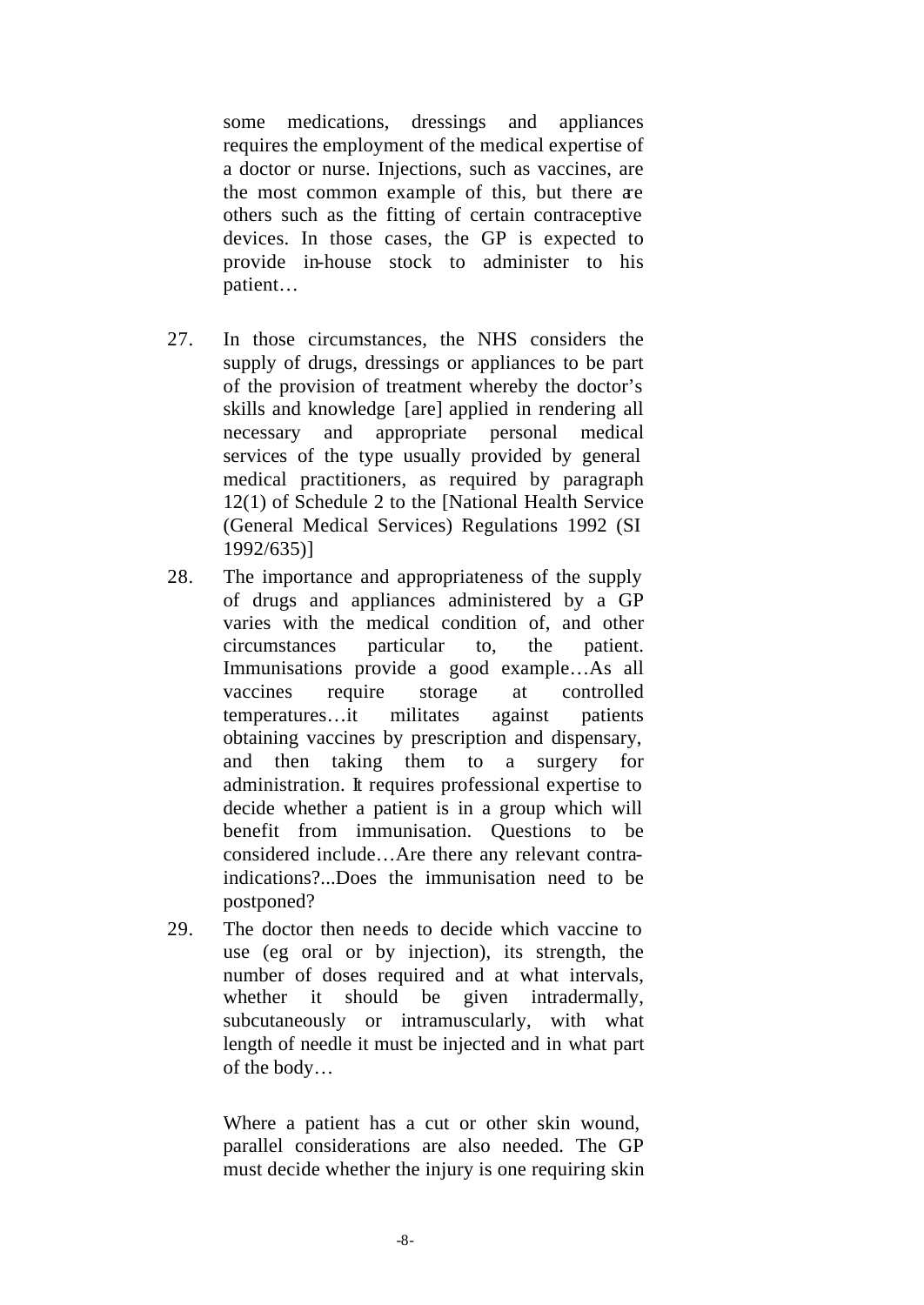some medications, dressings and appliances requires the employment of the medical expertise of a doctor or nurse. Injections, such as vaccines, are the most common example of this, but there are others such as the fitting of certain contraceptive devices. In those cases, the GP is expected to provide in-house stock to administer to his patient…

27. In those circumstances, the NHS considers the supply of drugs, dressings or appliances to be part of the provision of treatment whereby the doctor's skills and knowledge [are] applied in rendering all necessary and appropriate personal medical services of the type usually provided by general medical practitioners, as required by paragraph 12(1) of Schedule 2 to the [National Health Service (General Medical Services) Regulations 1992 (SI 1992/635)]

28. The importance and appropriateness of the supply of drugs and appliances administered by a GP varies with the medical condition of, and other circumstances particular to, the patient. Immunisations provide a good example…As all vaccines require storage at controlled temperatures…it militates against patients obtaining vaccines by prescription and dispensary, and then taking them to a surgery for administration. It requires professional expertise to decide whether a patient is in a group which will benefit from immunisation. Questions to be considered include…Are there any relevant contra-indications?...Does the immunisation need to be postponed?

29. The doctor then needs to decide which vaccine to use (eg oral or by injection), its strength, the number of doses required and at what intervals, whether it should be given intradermally, subcutaneously or intramuscularly, with what length of needle it must be injected and in what part of the body…

Where a patient has a cut or other skin wound, parallel considerations are also needed. The GP must decide whether the injury is one requiring skin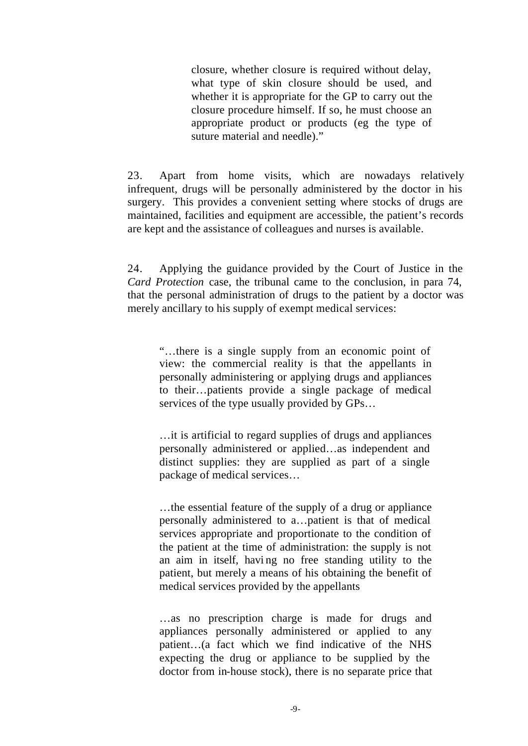> closure, whether closure is required without delay, what type of skin closure should be used, and whether it is appropriate for the GP to carry out the closure procedure himself. If so, he must choose an appropriate product or products (eg the type of suture material and needle)."

23. Apart from home visits, which are nowadays relatively infrequent, drugs will be personally administered by the doctor in his surgery. This provides a convenient setting where stocks of drugs are maintained, facilities and equipment are accessible, the patient's records are kept and the assistance of colleagues and nurses is available.

24. Applying the guidance provided by the Court of Justice in the *Card Protection* case, the tribunal came to the conclusion, in para 74, that the personal administration of drugs to the patient by a doctor was merely ancillary to his supply of exempt medical services:

> "…there is a single supply from an economic point of view: the commercial reality is that the appellants in personally administering or applying drugs and appliances to their…patients provide a single package of medical services of the type usually provided by GPs…
>
> …it is artificial to regard supplies of drugs and appliances personally administered or applied…as independent and distinct supplies: they are supplied as part of a single package of medical services…
>
> …the essential feature of the supply of a drug or appliance personally administered to a…patient is that of medical services appropriate and proportionate to the condition of the patient at the time of administration: the supply is not an aim in itself, having no free standing utility to the patient, but merely a means of his obtaining the benefit of medical services provided by the appellants
>
> …as no prescription charge is made for drugs and appliances personally administered or applied to any patient…(a fact which we find indicative of the NHS expecting the drug or appliance to be supplied by the doctor from in-house stock), there is no separate price that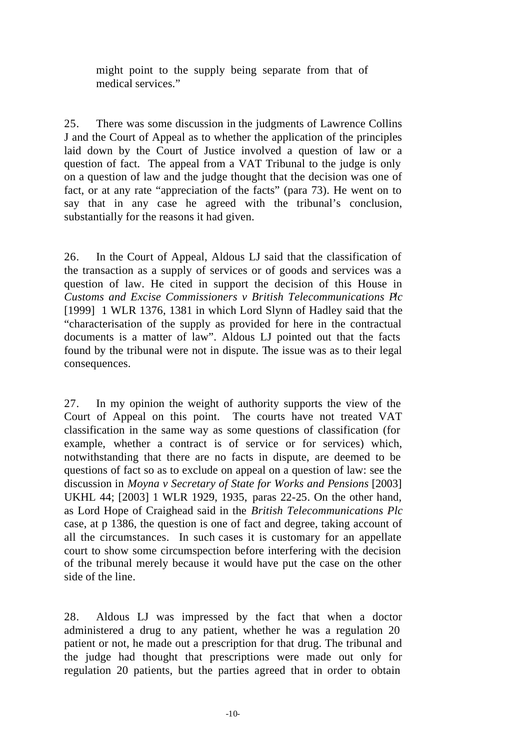might point to the supply being separate from that of medical services."

25. There was some discussion in the judgments of Lawrence Collins J and the Court of Appeal as to whether the application of the principles laid down by the Court of Justice involved a question of law or a question of fact. The appeal from a VAT Tribunal to the judge is only on a question of law and the judge thought that the decision was one of fact, or at any rate "appreciation of the facts" (para 73). He went on to say that in any case he agreed with the tribunal's conclusion, substantially for the reasons it had given.

26. In the Court of Appeal, Aldous LJ said that the classification of the transaction as a supply of services or of goods and services was a question of law. He cited in support the decision of this House in *Customs and Excise Commissioners v British Telecommunications Plc* [1999] 1 WLR 1376, 1381 in which Lord Slynn of Hadley said that the "characterisation of the supply as provided for here in the contractual documents is a matter of law". Aldous LJ pointed out that the facts found by the tribunal were not in dispute. The issue was as to their legal consequences.

27. In my opinion the weight of authority supports the view of the Court of Appeal on this point. The courts have not treated VAT classification in the same way as some questions of classification (for example, whether a contract is of service or for services) which, notwithstanding that there are no facts in dispute, are deemed to be questions of fact so as to exclude on appeal on a question of law: see the discussion in *Moyna v Secretary of State for Works and Pensions* [2003] UKHL 44; [2003] 1 WLR 1929, 1935, paras 22-25. On the other hand, as Lord Hope of Craighead said in the *British Telecommunications Plc* case, at p 1386, the question is one of fact and degree, taking account of all the circumstances. In such cases it is customary for an appellate court to show some circumspection before interfering with the decision of the tribunal merely because it would have put the case on the other side of the line.

28. Aldous LJ was impressed by the fact that when a doctor administered a drug to any patient, whether he was a regulation 20 patient or not, he made out a prescription for that drug. The tribunal and the judge had thought that prescriptions were made out only for regulation 20 patients, but the parties agreed that in order to obtain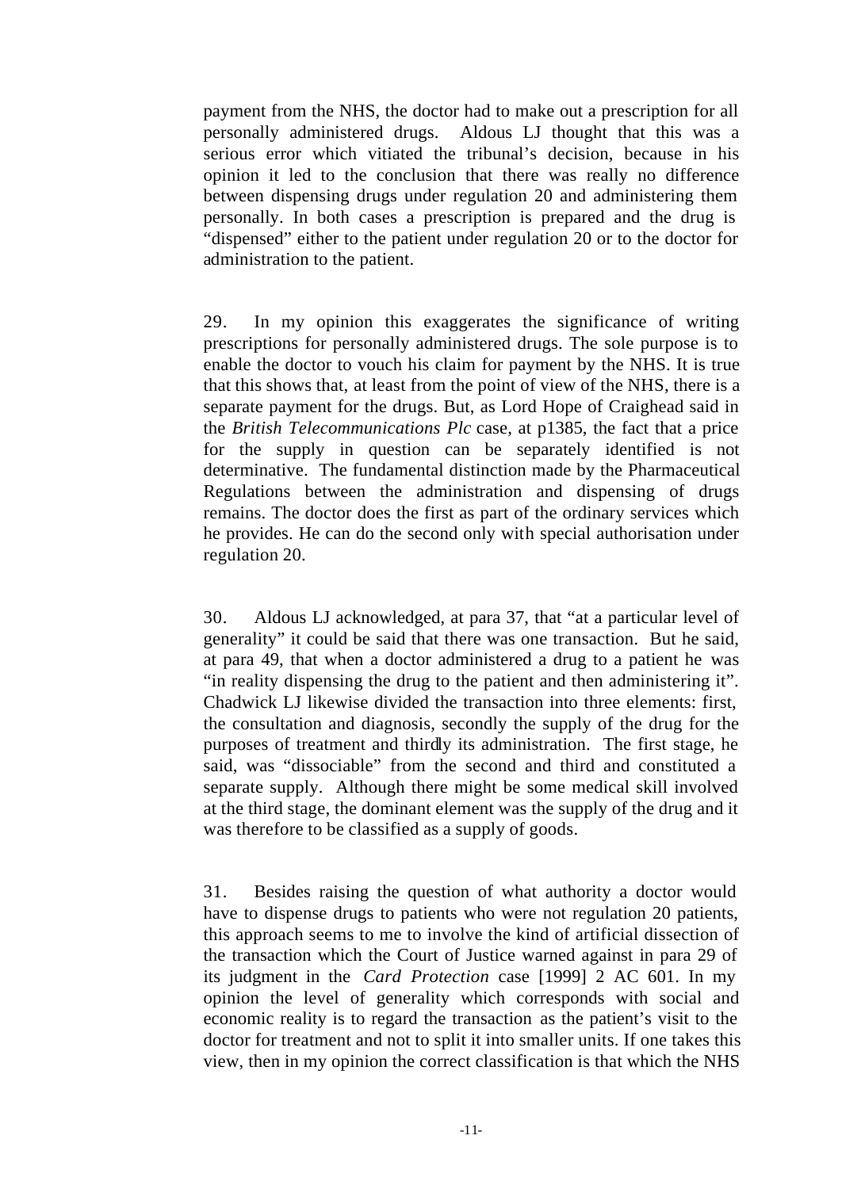payment from the NHS, the doctor had to make out a prescription for all personally administered drugs. Aldous LJ thought that this was a serious error which vitiated the tribunal's decision, because in his opinion it led to the conclusion that there was really no difference between dispensing drugs under regulation 20 and administering them personally. In both cases a prescription is prepared and the drug is "dispensed" either to the patient under regulation 20 or to the doctor for administration to the patient.

29. In my opinion this exaggerates the significance of writing prescriptions for personally administered drugs. The sole purpose is to enable the doctor to vouch his claim for payment by the NHS. It is true that this shows that, at least from the point of view of the NHS, there is a separate payment for the drugs. But, as Lord Hope of Craighead said in the *British Telecommunications Plc* case, at p1385, the fact that a price for the supply in question can be separately identified is not determinative. The fundamental distinction made by the Pharmaceutical Regulations between the administration and dispensing of drugs remains. The doctor does the first as part of the ordinary services which he provides. He can do the second only with special authorisation under regulation 20.

30. Aldous LJ acknowledged, at para 37, that "at a particular level of generality" it could be said that there was one transaction. But he said, at para 49, that when a doctor administered a drug to a patient he was "in reality dispensing the drug to the patient and then administering it". Chadwick LJ likewise divided the transaction into three elements: first, the consultation and diagnosis, secondly the supply of the drug for the purposes of treatment and thirdly its administration. The first stage, he said, was "dissociable" from the second and third and constituted a separate supply. Although there might be some medical skill involved at the third stage, the dominant element was the supply of the drug and it was therefore to be classified as a supply of goods.

31. Besides raising the question of what authority a doctor would have to dispense drugs to patients who were not regulation 20 patients, this approach seems to me to involve the kind of artificial dissection of the transaction which the Court of Justice warned against in para 29 of its judgment in the *Card Protection* case [1999] 2 AC 601. In my opinion the level of generality which corresponds with social and economic reality is to regard the transaction as the patient's visit to the doctor for treatment and not to split it into smaller units. If one takes this view, then in my opinion the correct classification is that which the NHS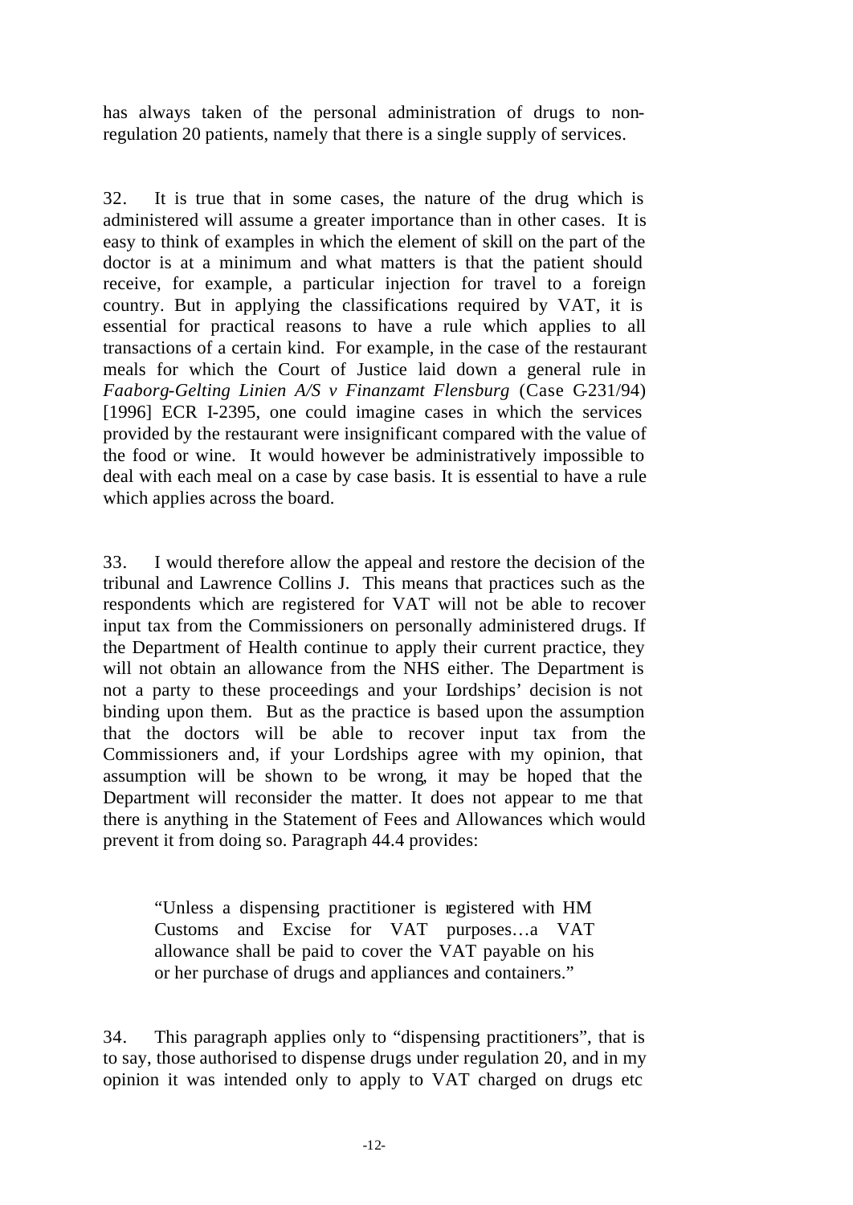has always taken of the personal administration of drugs to non-regulation 20 patients, namely that there is a single supply of services.

32. It is true that in some cases, the nature of the drug which is administered will assume a greater importance than in other cases. It is easy to think of examples in which the element of skill on the part of the doctor is at a minimum and what matters is that the patient should receive, for example, a particular injection for travel to a foreign country. But in applying the classifications required by VAT, it is essential for practical reasons to have a rule which applies to all transactions of a certain kind. For example, in the case of the restaurant meals for which the Court of Justice laid down a general rule in *Faaborg-Gelting Linien A/S v Finanzamt Flensburg* (Case C-231/94) [1996] ECR I-2395, one could imagine cases in which the services provided by the restaurant were insignificant compared with the value of the food or wine. It would however be administratively impossible to deal with each meal on a case by case basis. It is essential to have a rule which applies across the board.

33. I would therefore allow the appeal and restore the decision of the tribunal and Lawrence Collins J. This means that practices such as the respondents which are registered for VAT will not be able to recover input tax from the Commissioners on personally administered drugs. If the Department of Health continue to apply their current practice, they will not obtain an allowance from the NHS either. The Department is not a party to these proceedings and your Lordships' decision is not binding upon them. But as the practice is based upon the assumption that the doctors will be able to recover input tax from the Commissioners and, if your Lordships agree with my opinion, that assumption will be shown to be wrong, it may be hoped that the Department will reconsider the matter. It does not appear to me that there is anything in the Statement of Fees and Allowances which would prevent it from doing so. Paragraph 44.4 provides:

> "Unless a dispensing practitioner is registered with HM Customs and Excise for VAT purposes…a VAT allowance shall be paid to cover the VAT payable on his or her purchase of drugs and appliances and containers."

34. This paragraph applies only to "dispensing practitioners", that is to say, those authorised to dispense drugs under regulation 20, and in my opinion it was intended only to apply to VAT charged on drugs etc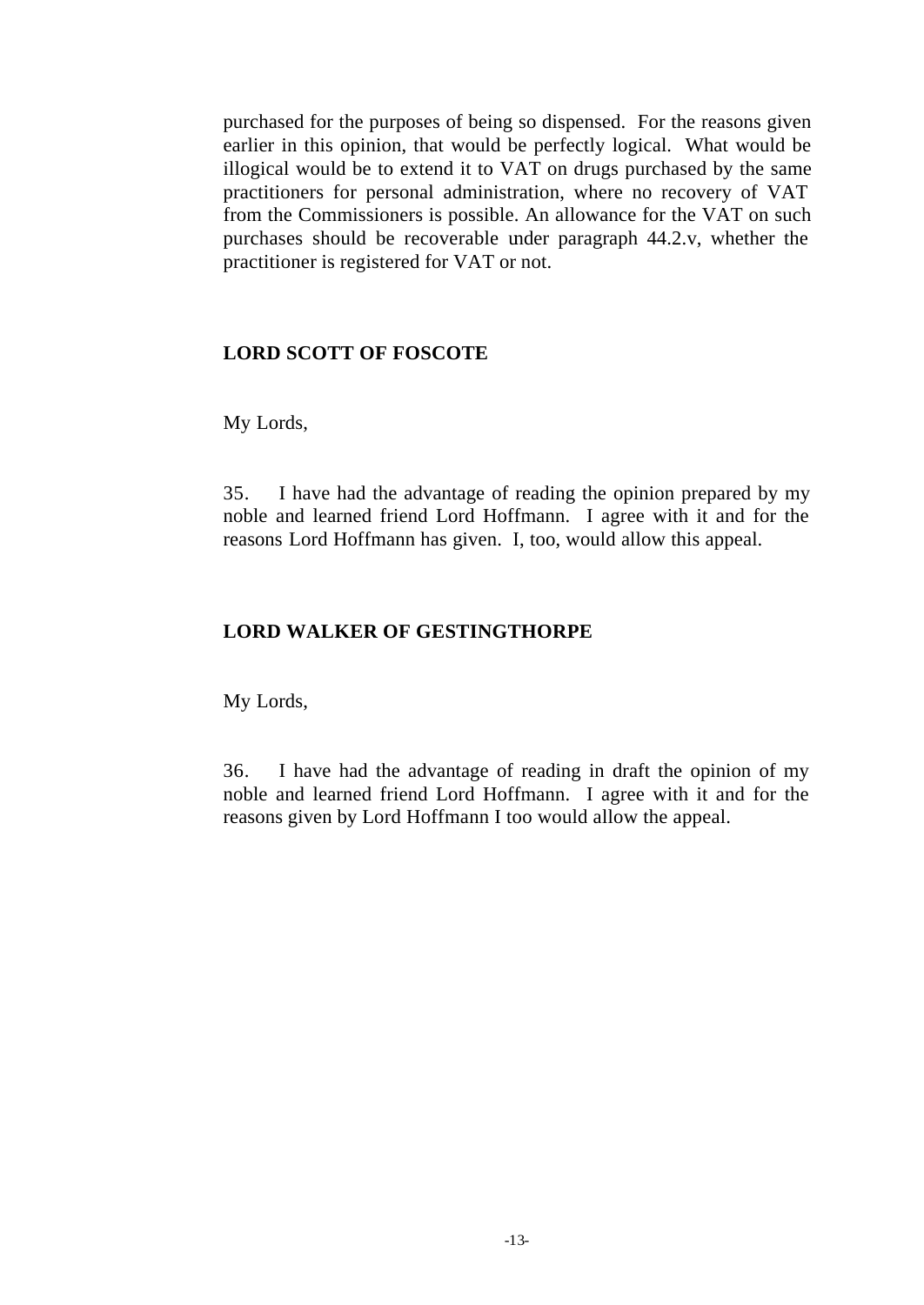purchased for the purposes of being so dispensed. For the reasons given earlier in this opinion, that would be perfectly logical. What would be illogical would be to extend it to VAT on drugs purchased by the same practitioners for personal administration, where no recovery of VAT from the Commissioners is possible. An allowance for the VAT on such purchases should be recoverable under paragraph 44.2.v, whether the practitioner is registered for VAT or not.

**LORD SCOTT OF FOSCOTE**

My Lords,

35. I have had the advantage of reading the opinion prepared by my noble and learned friend Lord Hoffmann. I agree with it and for the reasons Lord Hoffmann has given. I, too, would allow this appeal.

**LORD WALKER OF GESTINGTHORPE**

My Lords,

36. I have had the advantage of reading in draft the opinion of my noble and learned friend Lord Hoffmann. I agree with it and for the reasons given by Lord Hoffmann I too would allow the appeal.